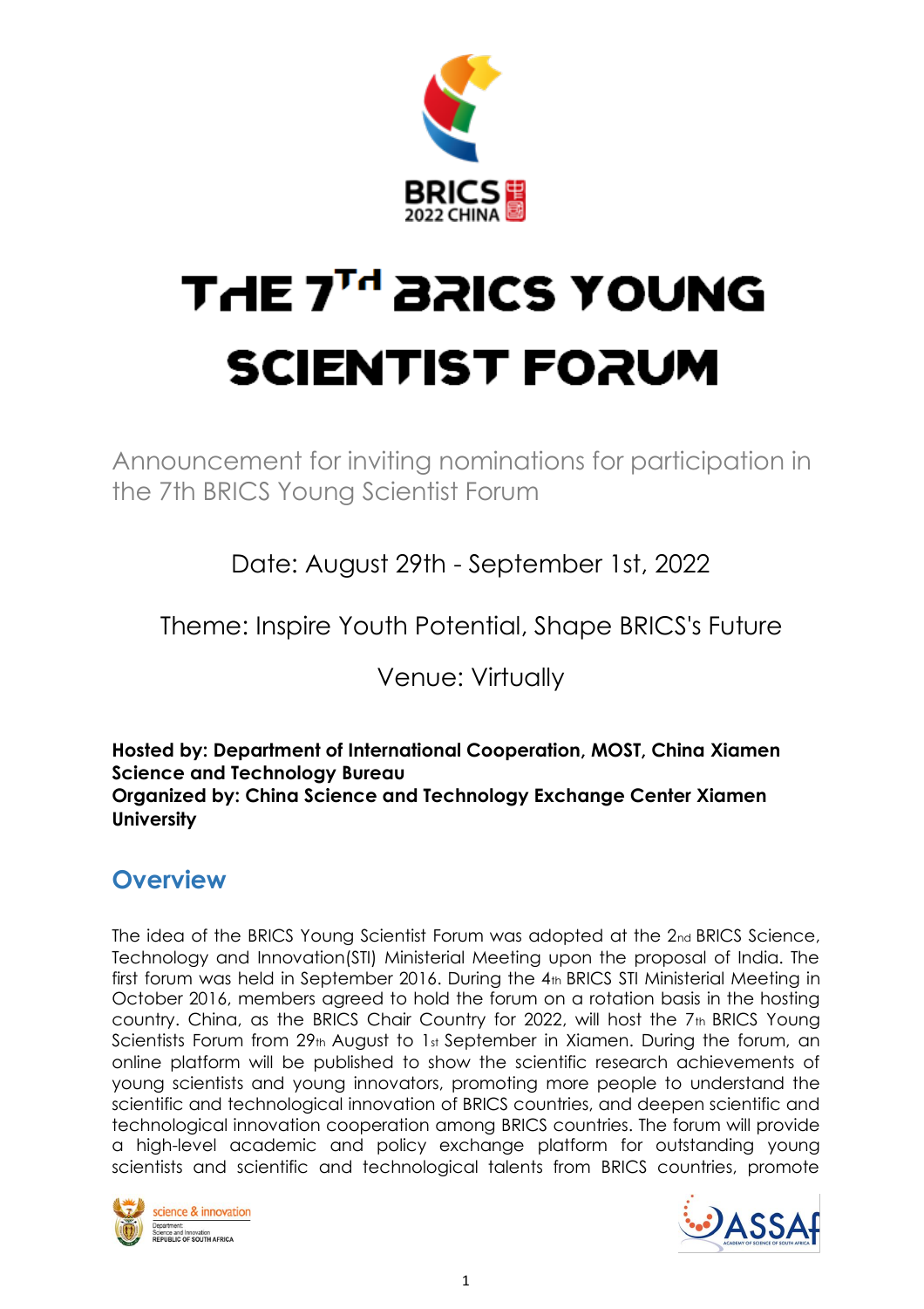# THE 7TH BRICS YOUNG SCIENTIST FORUM

Announcement for inviting nominations for participation in the 7th BRICS Young Scientist Forum

Date: August 29th - September 1st, 2022

Theme: Inspire Youth Potential, Shape BRICS's Future

Venue: Virtually

**Hosted by: Department of International Cooperation, MOST, China Xiamen Science and Technology Bureau**
**Organized by: China Science and Technology Exchange Center Xiamen University**

## Overview

The idea of the BRICS Young Scientist Forum was adopted at the 2nd BRICS Science, Technology and Innovation(STI) Ministerial Meeting upon the proposal of India. The first forum was held in September 2016. During the 4th BRICS STI Ministerial Meeting in October 2016, members agreed to hold the forum on a rotation basis in the hosting country. China, as the BRICS Chair Country for 2022, will host the 7th BRICS Young Scientists Forum from 29th August to 1st September in Xiamen. During the forum, an online platform will be published to show the scientific research achievements of young scientists and young innovators, promoting more people to understand the scientific and technological innovation of BRICS countries, and deepen scientific and technological innovation cooperation among BRICS countries. The forum will provide a high-level academic and policy exchange platform for outstanding young scientists and scientific and technological talents from BRICS countries, promote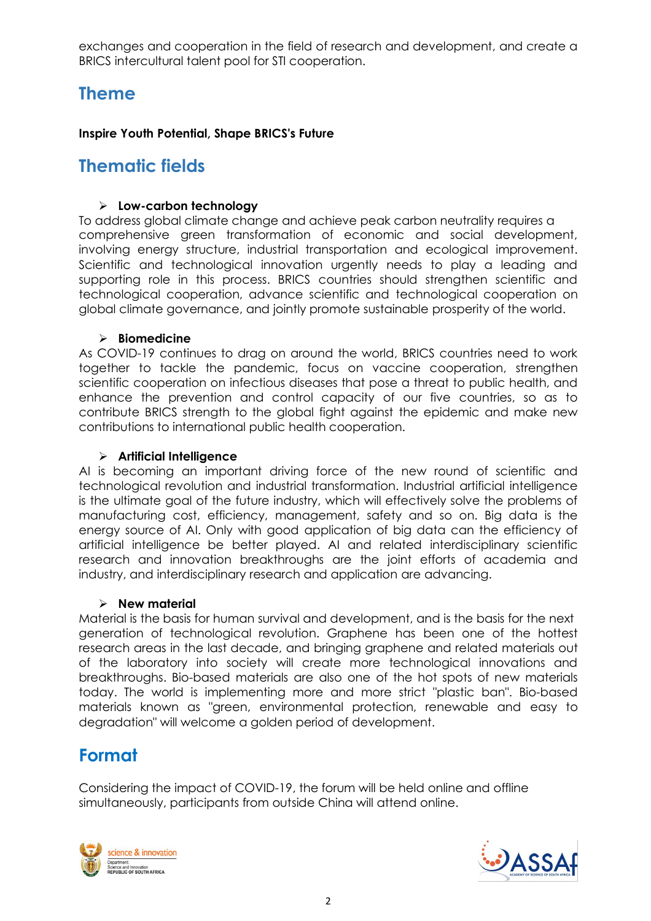exchanges and cooperation in the field of research and development, and create a BRICS intercultural talent pool for STI cooperation.

## Theme

**Inspire Youth Potential, Shape BRICS's Future**

## Thematic fields

- **Low-carbon technology**

To address global climate change and achieve peak carbon neutrality requires a comprehensive green transformation of economic and social development, involving energy structure, industrial transportation and ecological improvement. Scientific and technological innovation urgently needs to play a leading and supporting role in this process. BRICS countries should strengthen scientific and technological cooperation, advance scientific and technological cooperation on global climate governance, and jointly promote sustainable prosperity of the world.

- **Biomedicine**

As COVID-19 continues to drag on around the world, BRICS countries need to work together to tackle the pandemic, focus on vaccine cooperation, strengthen scientific cooperation on infectious diseases that pose a threat to public health, and enhance the prevention and control capacity of our five countries, so as to contribute BRICS strength to the global fight against the epidemic and make new contributions to international public health cooperation.

- **Artificial Intelligence**

AI is becoming an important driving force of the new round of scientific and technological revolution and industrial transformation. Industrial artificial intelligence is the ultimate goal of the future industry, which will effectively solve the problems of manufacturing cost, efficiency, management, safety and so on. Big data is the energy source of AI. Only with good application of big data can the efficiency of artificial intelligence be better played. AI and related interdisciplinary scientific research and innovation breakthroughs are the joint efforts of academia and industry, and interdisciplinary research and application are advancing.

- **New material**

Material is the basis for human survival and development, and is the basis for the next generation of technological revolution. Graphene has been one of the hottest research areas in the last decade, and bringing graphene and related materials out of the laboratory into society will create more technological innovations and breakthroughs. Bio-based materials are also one of the hot spots of new materials today. The world is implementing more and more strict "plastic ban". Bio-based materials known as "green, environmental protection, renewable and easy to degradation" will welcome a golden period of development.

## Format

Considering the impact of COVID-19, the forum will be held online and offline simultaneously, participants from outside China will attend online.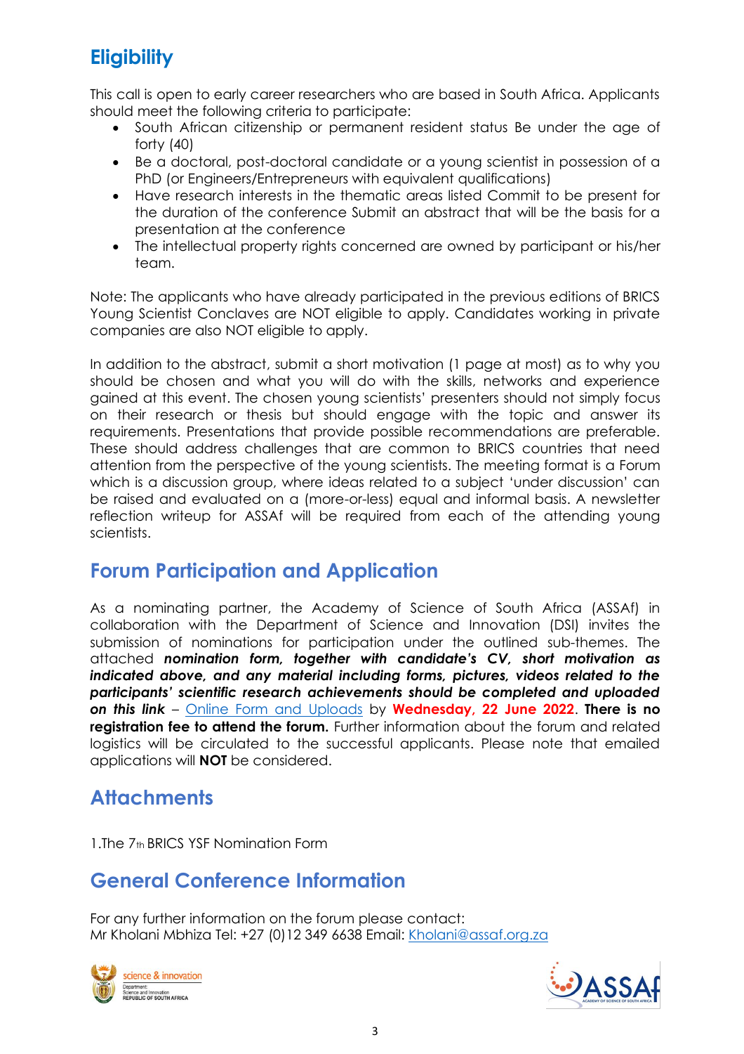## Eligibility

This call is open to early career researchers who are based in South Africa. Applicants should meet the following criteria to participate:

- South African citizenship or permanent resident status Be under the age of forty (40)
- Be a doctoral, post-doctoral candidate or a young scientist in possession of a PhD (or Engineers/Entrepreneurs with equivalent qualifications)
- Have research interests in the thematic areas listed Commit to be present for the duration of the conference Submit an abstract that will be the basis for a presentation at the conference
- The intellectual property rights concerned are owned by participant or his/her team.

Note: The applicants who have already participated in the previous editions of BRICS Young Scientist Conclaves are NOT eligible to apply. Candidates working in private companies are also NOT eligible to apply.

In addition to the abstract, submit a short motivation (1 page at most) as to why you should be chosen and what you will do with the skills, networks and experience gained at this event. The chosen young scientists' presenters should not simply focus on their research or thesis but should engage with the topic and answer its requirements. Presentations that provide possible recommendations are preferable. These should address challenges that are common to BRICS countries that need attention from the perspective of the young scientists. The meeting format is a Forum which is a discussion group, where ideas related to a subject 'under discussion' can be raised and evaluated on a (more-or-less) equal and informal basis. A newsletter reflection writeup for ASSAf will be required from each of the attending young scientists.

## Forum Participation and Application

As a nominating partner, the Academy of Science of South Africa (ASSAf) in collaboration with the Department of Science and Innovation (DSI) invites the submission of nominations for participation under the outlined sub-themes. The attached ***nomination form, together with candidate's CV, short motivation as indicated above, and any material including forms, pictures, videos related to the participants' scientific research achievements should be completed and uploaded on this link*** – Online Form and Uploads by **Wednesday, 22 June 2022**. **There is no registration fee to attend the forum.** Further information about the forum and related logistics will be circulated to the successful applicants. Please note that emailed applications will **NOT** be considered.

## Attachments

1.The 7th BRICS YSF Nomination Form

## General Conference Information

For any further information on the forum please contact:
Mr Kholani Mbhiza Tel: +27 (0)12 349 6638 Email: Kholani@assaf.org.za